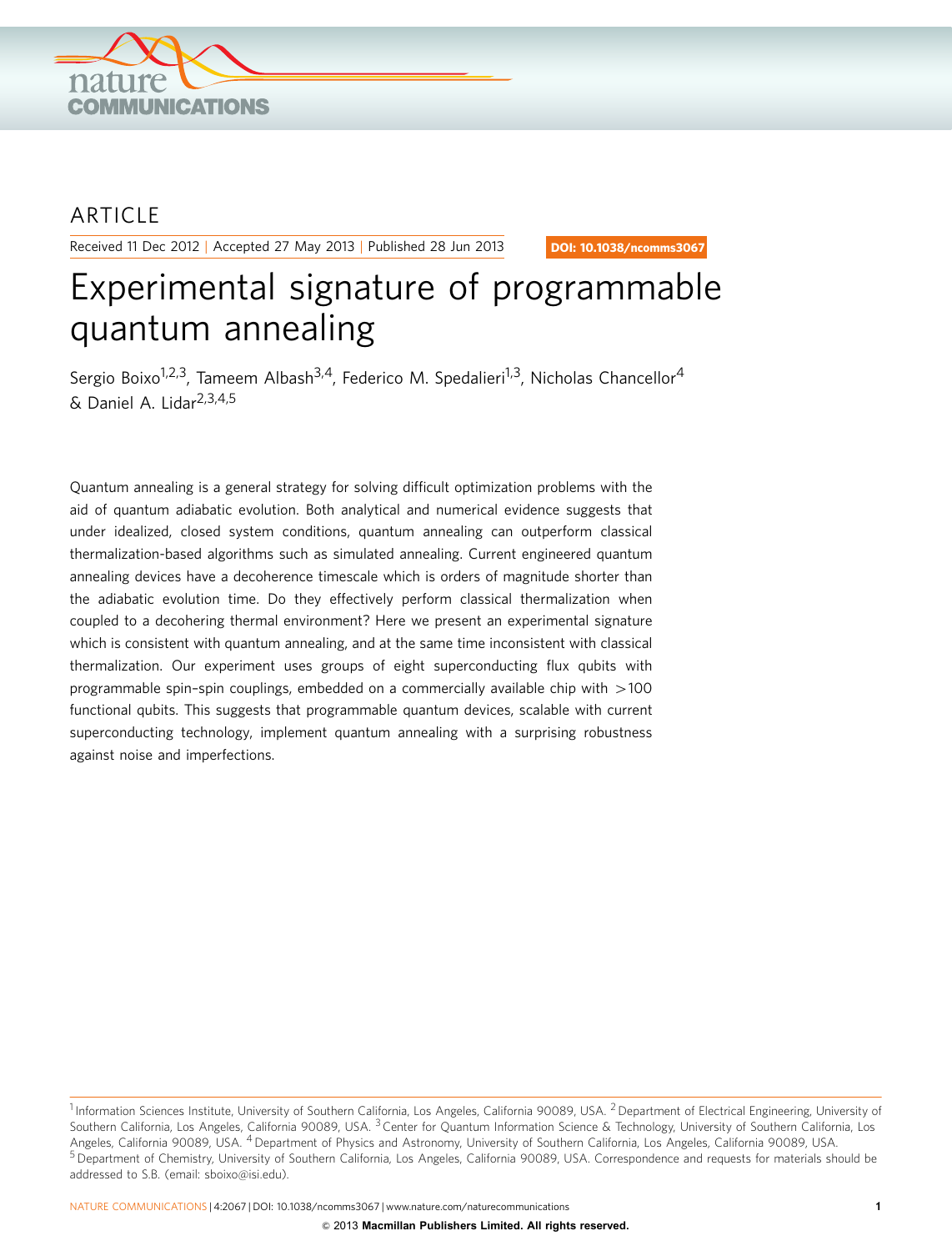ARTICLE

Received 11 Dec 2012 | Accepted 27 May 2013 | Published 28 Jun 2013

DOI: 10.1038/ncomms3067

# Experimental signature of programmable quantum annealing

Sergio Boixo[1,2,3], Tameem Albash[3,4], Federico M. Spedalieri[1,3], Nicholas Chancellor[4] & Daniel A. Lidar[2,3,4,5]

Quantum annealing is a general strategy for solving difficult optimization problems with the aid of quantum adiabatic evolution. Both analytical and numerical evidence suggests that under idealized, closed system conditions, quantum annealing can outperform classical thermalization-based algorithms such as simulated annealing. Current engineered quantum annealing devices have a decoherence timescale which is orders of magnitude shorter than the adiabatic evolution time. Do they effectively perform classical thermalization when coupled to a decohering thermal environment? Here we present an experimental signature which is consistent with quantum annealing, and at the same time inconsistent with classical thermalization. Our experiment uses groups of eight superconducting flux qubits with programmable spin–spin couplings, embedded on a commercially available chip with >100 functional qubits. This suggests that programmable quantum devices, scalable with current superconducting technology, implement quantum annealing with a surprising robustness against noise and imperfections.

[1] Information Sciences Institute, University of Southern California, Los Angeles, California 90089, USA. [2] Department of Electrical Engineering, University of Southern California, Los Angeles, California 90089, USA. [3] Center for Quantum Information Science & Technology, University of Southern California, Los Angeles, California 90089, USA. [4] Department of Physics and Astronomy, University of Southern California, Los Angeles, California 90089, USA. [5] Department of Chemistry, University of Southern California, Los Angeles, California 90089, USA. Correspondence and requests for materials should be addressed to S.B. (email: sboixo@isi.edu).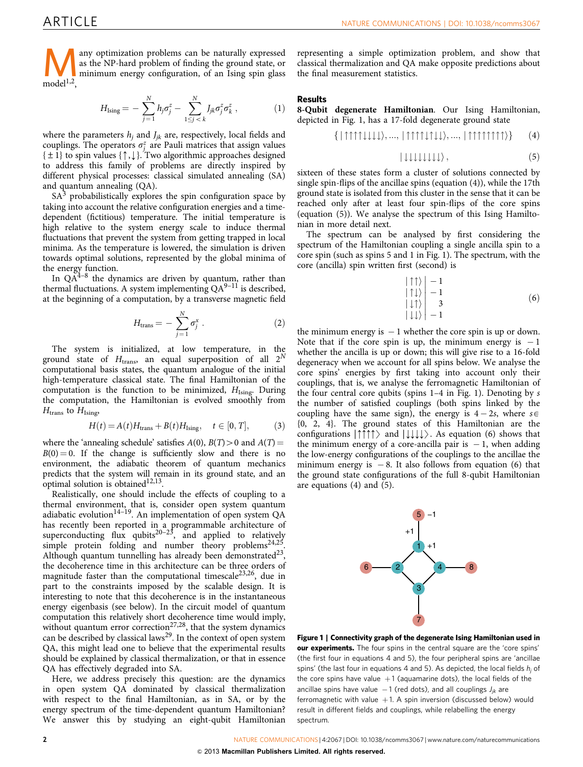Many optimization problems can be naturally expressed as the NP-hard problem of finding the ground state, or minimum energy configuration, of an Ising spin glass model[1,2],

$$H_{\text{Ising}} = -\sum_{j=1}^{N} h_j \sigma_j^z - \sum_{1 \le j < k}^{N} J_{jk} \sigma_j^z \sigma_k^z , \tag{1}$$

where the parameters $h_j$ and $J_{jk}$ are, respectively, local fields and couplings. The operators $\sigma_j^z$ are Pauli matrices that assign values $\{\pm 1\}$ to spin values $\{\uparrow, \downarrow\}$. Two algorithmic approaches designed to address this family of problems are directly inspired by different physical processes: classical simulated annealing (SA) and quantum annealing (QA).

SA[3] probabilistically explores the spin configuration space by taking into account the relative configuration energies and a time-dependent (fictitious) temperature. The initial temperature is high relative to the system energy scale to induce thermal fluctuations that prevent the system from getting trapped in local minima. As the temperature is lowered, the simulation is driven towards optimal solutions, represented by the global minima of the energy function.

In QA[4–8] the dynamics are driven by quantum, rather than thermal fluctuations. A system implementing QA[9–11] is described, at the beginning of a computation, by a transverse magnetic field

$$H_{\text{trans}} = -\sum_{j=1}^{N} \sigma_j^x . \tag{2}$$

The system is initialized, at low temperature, in the ground state of $H_{\text{trans}}$, an equal superposition of all $2^N$ computational basis states, the quantum analogue of the initial high-temperature classical state. The final Hamiltonian of the computation is the function to be minimized, $H_{\text{Ising}}$. During the computation, the Hamiltonian is evolved smoothly from $H_{\text{trans}}$ to $H_{\text{Ising}}$,

$$H(t) = A(t) H_{\text{trans}} + B(t) H_{\text{Ising}}, \quad t \in [0, T], \tag{3}$$

where the 'annealing schedule' satisfies $A(0)$, $B(T) > 0$ and $A(T) = B(0) = 0$. If the change is sufficiently slow and there is no environment, the adiabatic theorem of quantum mechanics predicts that the system will remain in its ground state, and an optimal solution is obtained[12,13].

Realistically, one should include the effects of coupling to a thermal environment, that is, consider open system quantum adiabatic evolution[14–19]. An implementation of open system QA has recently been reported in a programmable architecture of superconducting flux qubits[20–23], and applied to relatively simple protein folding and number theory problems[24,25]. Although quantum tunnelling has already been demonstrated[23], the decoherence time in this architecture can be three orders of magnitude faster than the computational timescale[23,26], due in part to the constraints imposed by the scalable design. It is interesting to note that this decoherence is in the instantaneous energy eigenbasis (see below). In the circuit model of quantum computation this relatively short decoherence time would imply, without quantum error correction[27,28], that the system dynamics can be described by classical laws[29]. In the context of open system QA, this might lead one to believe that the experimental results should be explained by classical thermalization, or that in essence QA has effectively degraded into SA.

Here, we address precisely this question: are the dynamics in open system QA dominated by classical thermalization with respect to the final Hamiltonian, as in SA, or by the energy spectrum of the time-dependent quantum Hamiltonian? We answer this by studying an eight-qubit Hamiltonian representing a simple optimization problem, and show that classical thermalization and QA make opposite predictions about the final measurement statistics.

## Results

**8-Qubit degenerate Hamiltonian**. Our Ising Hamiltonian, depicted in Fig. 1, has a 17-fold degenerate ground state

$$\{|\uparrow\uparrow\uparrow\uparrow\downarrow\downarrow\downarrow\downarrow\rangle, \ldots, |\uparrow\uparrow\uparrow\uparrow\uparrow\downarrow\uparrow\downarrow\rangle, \ldots, |\uparrow\uparrow\uparrow\uparrow\uparrow\uparrow\uparrow\uparrow\rangle\} \tag{4}$$

$$|\downarrow\downarrow\downarrow\downarrow\downarrow\downarrow\downarrow\downarrow\rangle , \tag{5}$$

sixteen of these states form a cluster of solutions connected by single spin-flips of the ancillae spins (equation (4)), while the 17th ground state is isolated from this cluster in the sense that it can be reached only after at least four spin-flips of the core spins (equation (5)). We analyse the spectrum of this Ising Hamiltonian in more detail next.

The spectrum can be analysed by first considering the spectrum of the Hamiltonian coupling a single ancilla spin to a core spin (such as spins 5 and 1 in Fig. 1). The spectrum, with the core (ancilla) spin written first (second) is

$$\begin{array}{c|r} |\uparrow\uparrow\rangle & -1 \\ |\uparrow\downarrow\rangle & -1 \\ |\downarrow\uparrow\rangle & 3 \\ |\downarrow\downarrow\rangle & -1 \end{array} \tag{6}$$

the minimum energy is $-1$ whether the core spin is up or down. Note that if the core spin is up, the minimum energy is $-1$ whether the ancilla is up or down; this will give rise to a 16-fold degeneracy when we account for all spins below. We analyse the core spins' energies by first taking into account only their couplings, that is, we analyse the ferromagnetic Hamiltonian of the four central core qubits (spins 1–4 in Fig. 1). Denoting by $s$ the number of satisfied couplings (both spins linked by the coupling have the same sign), the energy is $4 - 2s$, where $s \in \{0, 2, 4\}$. The ground states of this Hamiltonian are the configurations $|\uparrow\uparrow\uparrow\uparrow\rangle$ and $|\downarrow\downarrow\downarrow\downarrow\rangle$. As equation (6) shows that the minimum energy of a core-ancilla pair is $-1$, when adding the low-energy configurations of the couplings to the ancillae the minimum energy is $-8$. It also follows from equation (6) that the ground state configurations of the full 8-qubit Hamiltonian are equations (4) and (5).

**Figure 1 | Connectivity graph of the degenerate Ising Hamiltonian used in our experiments.** The four spins in the central square are the 'core spins' (the first four in equations 4 and 5), the four peripheral spins are 'ancillae spins' (the last four in equations 4 and 5). As depicted, the local fields $h_j$ of the core spins have value $+1$ (aquamarine dots), the local fields of the ancillae spins have value $-1$ (red dots), and all couplings $J_{jk}$ are ferromagnetic with value $+1$. A spin inversion (discussed below) would result in different fields and couplings, while relabelling the energy spectrum.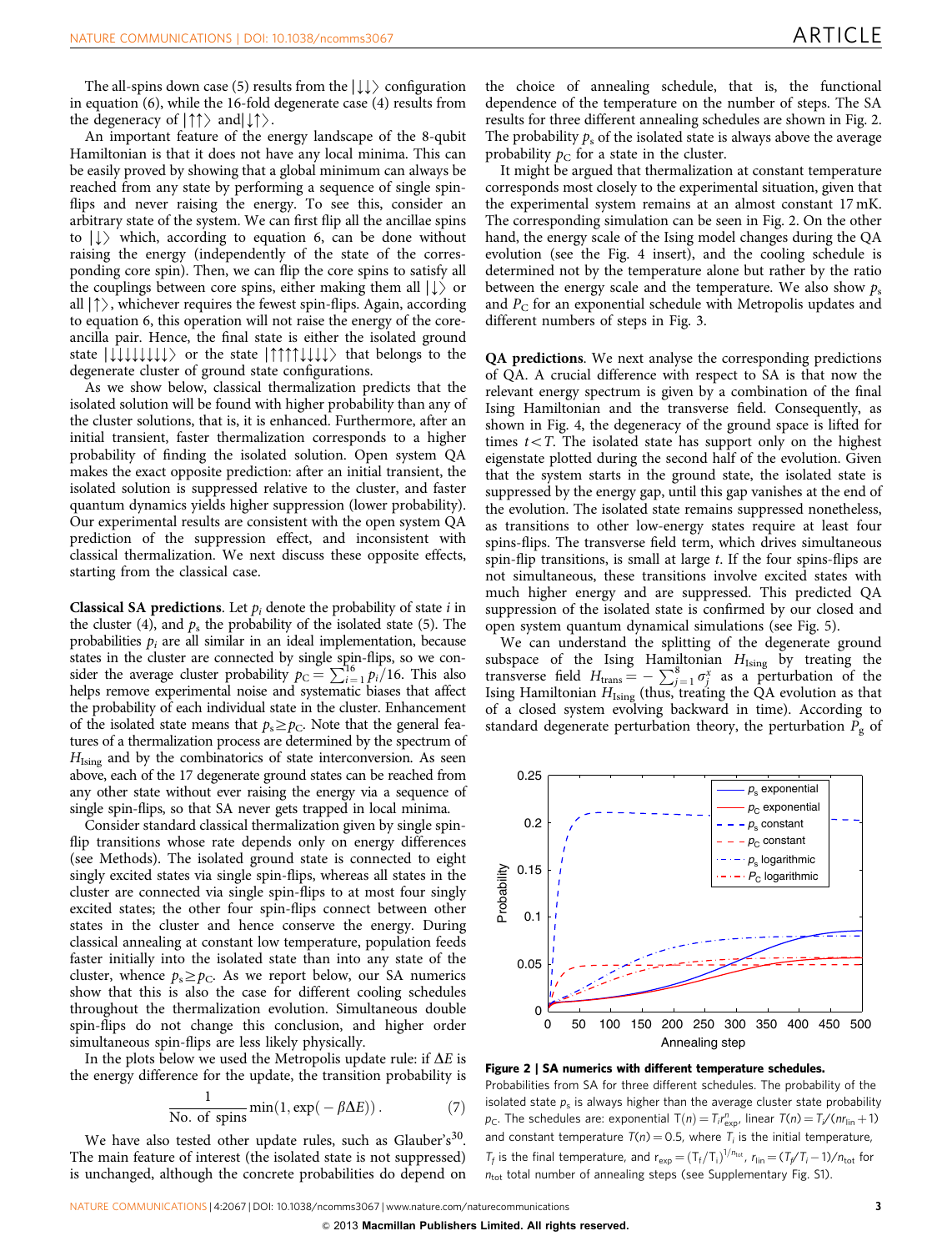The all-spins down case (5) results from the $|\downarrow\downarrow\rangle$ configuration in equation (6), while the 16-fold degenerate case (4) results from the degeneracy of $|\uparrow\uparrow\rangle$ and $|\downarrow\uparrow\rangle$.

An important feature of the energy landscape of the 8-qubit Hamiltonian is that it does not have any local minima. This can be easily proved by showing that a global minimum can always be reached from any state by performing a sequence of single spin-flips and never raising the energy. To see this, consider an arbitrary state of the system. We can first flip all the ancillae spins to $|\downarrow\rangle$ which, according to equation 6, can be done without raising the energy (independently of the state of the corresponding core spin). Then, we can flip the core spins to satisfy all the couplings between core spins, either making them all $|\downarrow\rangle$ or all $|\uparrow\rangle$, whichever requires the fewest spin-flips. Again, according to equation 6, this operation will not raise the energy of the core-ancilla pair. Hence, the final state is either the isolated ground state $|\downarrow\downarrow\downarrow\downarrow\downarrow\downarrow\downarrow\downarrow\rangle$ or the state $|\uparrow\uparrow\uparrow\uparrow\downarrow\downarrow\downarrow\downarrow\rangle$ that belongs to the degenerate cluster of ground state configurations.

As we show below, classical thermalization predicts that the isolated solution will be found with higher probability than any of the cluster solutions, that is, it is enhanced. Furthermore, after an initial transient, faster thermalization corresponds to a higher probability of finding the isolated solution. Open system QA makes the exact opposite prediction: after an initial transient, the isolated solution is suppressed relative to the cluster, and faster quantum dynamics yields higher suppression (lower probability). Our experimental results are consistent with the open system QA prediction of the suppression effect, and inconsistent with classical thermalization. We next discuss these opposite effects, starting from the classical case.

**Classical SA predictions**. Let $p_i$ denote the probability of state $i$ in the cluster (4), and $p_s$ the probability of the isolated state (5). The probabilities $p_i$ are all similar in an ideal implementation, because states in the cluster are connected by single spin-flips, so we consider the average cluster probability $p_C = \sum_{i=1}^{16} p_i/16$. This also helps remove experimental noise and systematic biases that affect the probability of each individual state in the cluster. Enhancement of the isolated state means that $p_s \geq p_C$. Note that the general features of a thermalization process are determined by the spectrum of $H_{\text{Ising}}$ and by the combinatorics of state interconversion. As seen above, each of the 17 degenerate ground states can be reached from any other state without ever raising the energy via a sequence of single spin-flips, so that SA never gets trapped in local minima.

Consider standard classical thermalization given by single spin-flip transitions whose rate depends only on energy differences (see Methods). The isolated ground state is connected to eight singly excited states via single spin-flips, whereas all states in the cluster are connected via single spin-flips to at most four singly excited states; the other four spin-flips connect between other states in the cluster and hence conserve the energy. During classical annealing at constant low temperature, population feeds faster initially into the isolated state than into any state of the cluster, whence $p_s \geq p_C$. As we report below, our SA numerics show that this is also the case for different cooling schedules throughout the thermalization evolution. Simultaneous double spin-flips do not change this conclusion, and higher order simultaneous spin-flips are less likely physically.

In the plots below we used the Metropolis update rule: if $\Delta E$ is the energy difference for the update, the transition probability is

$$\frac{1}{\text{No. of spins}} \min(1, \exp(-\beta\Delta E)). \tag{7}$$

We have also tested other update rules, such as Glauber's[30]. The main feature of interest (the isolated state is not suppressed) is unchanged, although the concrete probabilities do depend on the choice of annealing schedule, that is, the functional dependence of the temperature on the number of steps. The SA results for three different annealing schedules are shown in Fig. 2. The probability $p_s$ of the isolated state is always above the average probability $p_C$ for a state in the cluster.

It might be argued that thermalization at constant temperature corresponds most closely to the experimental situation, given that the experimental system remains at an almost constant 17 mK. The corresponding simulation can be seen in Fig. 2. On the other hand, the energy scale of the Ising model changes during the QA evolution (see the Fig. 4 insert), and the cooling schedule is determined not by the temperature alone but rather by the ratio between the energy scale and the temperature. We also show $p_s$ and $P_C$ for an exponential schedule with Metropolis updates and different numbers of steps in Fig. 3.

**QA predictions**. We next analyse the corresponding predictions of QA. A crucial difference with respect to SA is that now the relevant energy spectrum is given by a combination of the final Ising Hamiltonian and the transverse field. Consequently, as shown in Fig. 4, the degeneracy of the ground space is lifted for times $t < T$. The isolated state has support only on the highest eigenstate plotted during the second half of the evolution. Given that the system starts in the ground state, the isolated state is suppressed by the energy gap, until this gap vanishes at the end of the evolution. The isolated state remains suppressed nonetheless, as transitions to other low-energy states require at least four spins-flips. The transverse field term, which drives simultaneous spin-flip transitions, is small at large $t$. If the four spins-flips are not simultaneous, these transitions involve excited states with much higher energy and are suppressed. This predicted QA suppression of the isolated state is confirmed by our closed and open system quantum dynamical simulations (see Fig. 5).

We can understand the splitting of the degenerate ground subspace of the Ising Hamiltonian $H_{\text{Ising}}$ by treating the transverse field $H_{\text{trans}} = -\sum_{j=1}^{8} \sigma_j^x$ as a perturbation of the Ising Hamiltonian $H_{\text{Ising}}$ (thus, treating the QA evolution as that of a closed system evolving backward in time). According to standard degenerate perturbation theory, the perturbation $P_g$ of

**Figure 2 | SA numerics with different temperature schedules.** Probabilities from SA for three different schedules. The probability of the isolated state $p_s$ is always higher than the average cluster state probability $p_C$. The schedules are: exponential $T(n) = T_i r_{\text{exp}}^n$, linear $T(n) = T_i/(n r_{\text{lin}} + 1)$ and constant temperature $T(n) = 0.5$, where $T_i$ is the initial temperature, $T_f$ is the final temperature, and $r_{\text{exp}} = (T_f/T_i)^{1/n_{\text{tot}}}$, $r_{\text{lin}} = (T_f/T_i - 1)/n_{\text{tot}}$ for $n_{\text{tot}}$ total number of annealing steps (see Supplementary Fig. S1).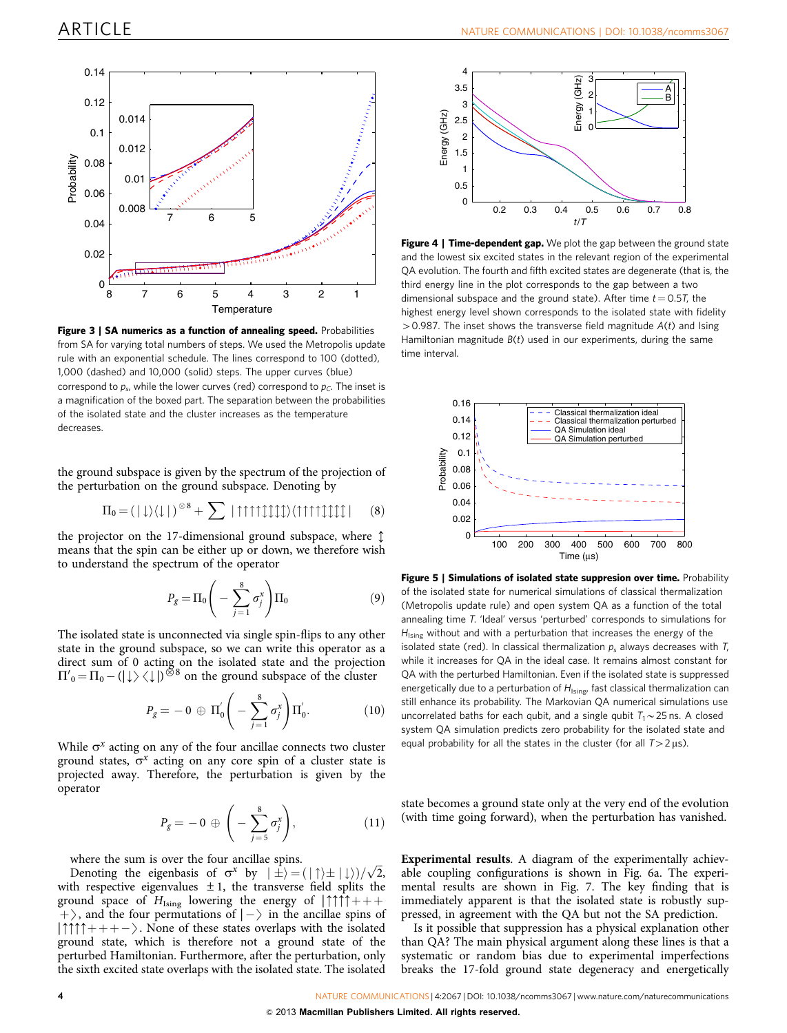**Figure 3 | SA numerics as a function of annealing speed.** Probabilities from SA for varying total numbers of steps. We used the Metropolis update rule with an exponential schedule. The lines correspond to 100 (dotted), 1,000 (dashed) and 10,000 (solid) steps. The upper curves (blue) correspond to $p_s$, while the lower curves (red) correspond to $p_C$. The inset is a magnification of the boxed part. The separation between the probabilities of the isolated state and the cluster increases as the temperature decreases.

**Figure 4 | Time-dependent gap.** We plot the gap between the ground state and the lowest six excited states in the relevant region of the experimental QA evolution. The fourth and fifth excited states are degenerate (that is, the third energy line in the plot corresponds to the gap between a two dimensional subspace and the ground state). After time $t = 0.5T$, the highest energy level shown corresponds to the isolated state with fidelity $>0.987$. The inset shows the transverse field magnitude $A(t)$ and Ising Hamiltonian magnitude $B(t)$ used in our experiments, during the same time interval.

the ground subspace is given by the spectrum of the projection of the perturbation on the ground subspace. Denoting by

$$\Pi_0 = (|\downarrow\rangle\langle\downarrow|)^{\otimes 8} + \sum |\uparrow\uparrow\uparrow\uparrow\updownarrow\updownarrow\updownarrow\updownarrow\rangle\langle\uparrow\uparrow\uparrow\uparrow\updownarrow\updownarrow\updownarrow\updownarrow| \quad (8)$$

the projector on the 17-dimensional ground subspace, where $\updownarrow$ means that the spin can be either up or down, we therefore wish to understand the spectrum of the operator

$$P_g = \Pi_0\left(-\sum_{j=1}^{8}\sigma_j^x\right)\Pi_0 \quad (9)$$

The isolated state is unconnected via single spin-flips to any other state in the ground subspace, so we can write this operator as a direct sum of 0 acting on the isolated state and the projection $\Pi'_0 = \Pi_0 - (|\downarrow\rangle\langle\downarrow|)^{\otimes 8}$ on the ground subspace of the cluster

$$P_g = -0 \oplus \Pi'_0\left(-\sum_{j=1}^{8}\sigma_j^x\right)\Pi'_0. \quad (10)$$

While $\sigma^x$ acting on any of the four ancillae connects two cluster ground states, $\sigma^x$ acting on any core spin of a cluster state is projected away. Therefore, the perturbation is given by the operator

$$P_g = -0 \oplus \left(-\sum_{j=5}^{8}\sigma_j^x\right), \quad (11)$$

where the sum is over the four ancillae spins.

Denoting the eigenbasis of $\sigma^x$ by $|\pm\rangle = (|\uparrow\rangle \pm |\downarrow\rangle)/\sqrt{2}$, with respective eigenvalues $\pm 1$, the transverse field splits the ground space of $H_{\text{Ising}}$ lowering the energy of $|\uparrow\uparrow\uparrow\uparrow++++\rangle$, and the four permutations of $|-\rangle$ in the ancillae spins of $|\uparrow\uparrow\uparrow\uparrow+++-\rangle$. None of these states overlaps with the isolated ground state, which is therefore not a ground state of the perturbed Hamiltonian. Furthermore, after the perturbation, only the sixth excited state overlaps with the isolated state. The isolated state becomes a ground state only at the very end of the evolution (with time going forward), when the perturbation has vanished.

**Figure 5 | Simulations of isolated state suppresion over time.** Probability of the isolated state for numerical simulations of classical thermalization (Metropolis update rule) and open system QA as a function of the total annealing time $T$. 'Ideal' versus 'perturbed' corresponds to simulations for $H_{\text{Ising}}$ without and with a perturbation that increases the energy of the isolated state (red). In classical thermalization $p_s$ always decreases with $T$, while it increases for QA in the ideal case. It remains almost constant for QA with the perturbed Hamiltonian. Even if the isolated state is suppressed energetically due to a perturbation of $H_{\text{Ising}}$, fast classical thermalization can still enhance its probability. The Markovian QA numerical simulations use uncorrelated baths for each qubit, and a single qubit $T_1 \sim 25$ ns. A closed system QA simulation predicts zero probability for the isolated state and equal probability for all the states in the cluster (for all $T > 2\,\mu$s).

**Experimental results**. A diagram of the experimentally achievable coupling configurations is shown in Fig. 6a. The experimental results are shown in Fig. 7. The key finding that is immediately apparent is that the isolated state is robustly suppressed, in agreement with the QA but not the SA prediction.

Is it possible that suppression has a physical explanation other than QA? The main physical argument along these lines is that a systematic or random bias due to experimental imperfections breaks the 17-fold ground state degeneracy and energetically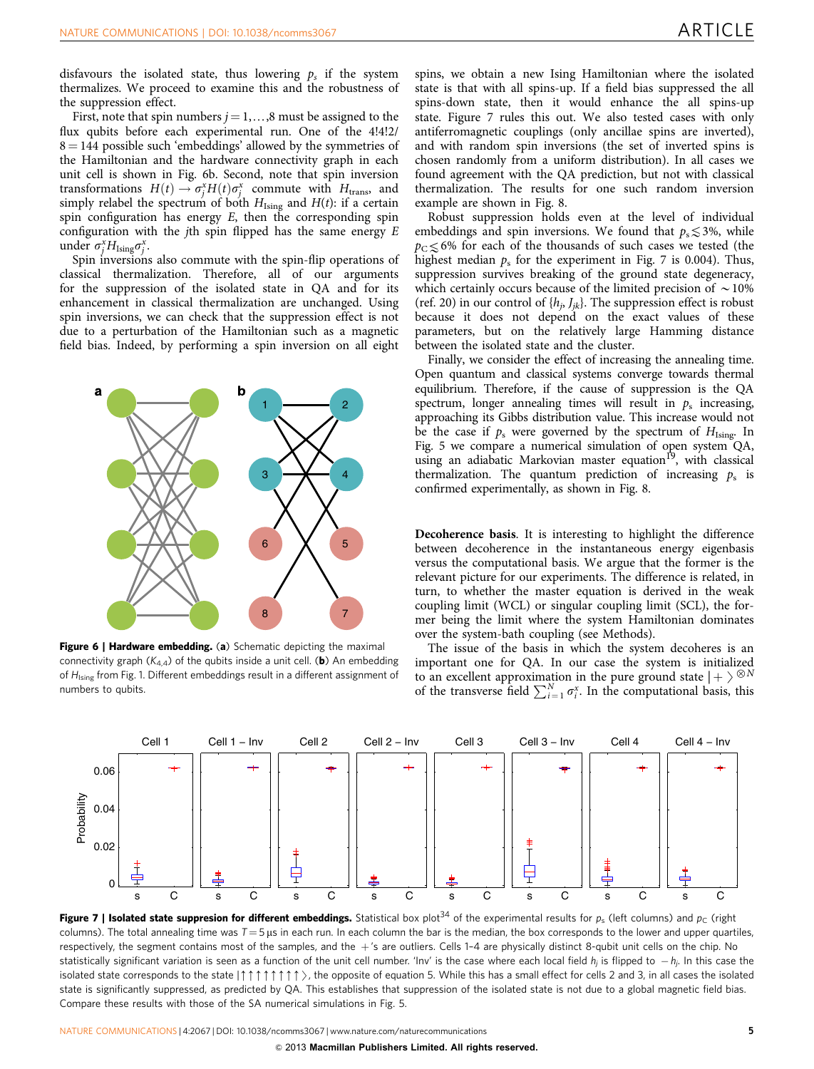disfavours the isolated state, thus lowering $p_s$ if the system thermalizes. We proceed to examine this and the robustness of the suppression effect.

First, note that spin numbers $j = 1,\ldots,8$ must be assigned to the flux qubits before each experimental run. One of the $4!4!2/8 = 144$ possible such 'embeddings' allowed by the symmetries of the Hamiltonian and the hardware connectivity graph in each unit cell is shown in Fig. 6b. Second, note that spin inversion transformations $H(t) \rightarrow \sigma_j^x H(t) \sigma_j^x$ commute with $H_{\text{trans}}$, and simply relabel the spectrum of both $H_{\text{Ising}}$ and $H(t)$: if a certain spin configuration has energy $E$, then the corresponding spin configuration with the $j$th spin flipped has the same energy $E$ under $\sigma_j^x H_{\text{Ising}} \sigma_j^x$.

Spin inversions also commute with the spin-flip operations of classical thermalization. Therefore, all of our arguments for the suppression of the isolated state in QA and for its enhancement in classical thermalization are unchanged. Using spin inversions, we can check that the suppression effect is not due to a perturbation of the Hamiltonian such as a magnetic field bias. Indeed, by performing a spin inversion on all eight spins, we obtain a new Ising Hamiltonian where the isolated state is that with all spins-up. If a field bias suppressed the all spins-down state, then it would enhance the all spins-up state. Figure 7 rules this out. We also tested cases with only antiferromagnetic couplings (only ancillae spins are inverted), and with random spin inversions (the set of inverted spins is chosen randomly from a uniform distribution). In all cases we found agreement with the QA prediction, but not with classical thermalization. The results for one such random inversion example are shown in Fig. 8.

Robust suppression holds even at the level of individual embeddings and spin inversions. We found that $p_s \lesssim 3\%$, while $p_C \lesssim 6\%$ for each of the thousands of such cases we tested (the highest median $p_s$ for the experiment in Fig. 7 is 0.004). Thus, suppression survives breaking of the ground state degeneracy, which certainly occurs because of the limited precision of $\sim 10\%$ (ref. 20) in our control of $\{h_j, J_{jk}\}$. The suppression effect is robust because it does not depend on the exact values of these parameters, but on the relatively large Hamming distance between the isolated state and the cluster.

Finally, we consider the effect of increasing the annealing time. Open quantum and classical systems converge towards thermal equilibrium. Therefore, if the cause of suppression is the QA spectrum, longer annealing times will result in $p_s$ increasing, approaching its Gibbs distribution value. This increase would not be the case if $p_s$ were governed by the spectrum of $H_{\text{Ising}}$. In Fig. 5 we compare a numerical simulation of open system QA, using an adiabatic Markovian master equation[19], with classical thermalization. The quantum prediction of increasing $p_s$ is confirmed experimentally, as shown in Fig. 8.

**Figure 6 | Hardware embedding.** (**a**) Schematic depicting the maximal connectivity graph ($K_{4,4}$) of the qubits inside a unit cell. (**b**) An embedding of $H_{\text{Ising}}$ from Fig. 1. Different embeddings result in a different assignment of numbers to qubits.

**Decoherence basis**. It is interesting to highlight the difference between decoherence in the instantaneous energy eigenbasis versus the computational basis. We argue that the former is the relevant picture for our experiments. The difference is related, in turn, to whether the master equation is derived in the weak coupling limit (WCL) or singular coupling limit (SCL), the former being the limit where the system Hamiltonian dominates over the system-bath coupling (see Methods).

The issue of the basis in which the system decoheres is an important one for QA. In our case the system is initialized to an excellent approximation in the pure ground state $|+\rangle^{\otimes N}$ of the transverse field $\sum_{i=1}^N \sigma_i^x$. In the computational basis, this

**Figure 7 | Isolated state suppresion for different embeddings.** Statistical box plot[34] of the experimental results for $p_s$ (left columns) and $p_C$ (right columns). The total annealing time was $T = 5\,\mu$s in each run. In each column the bar is the median, the box corresponds to the lower and upper quartiles, respectively, the segment contains most of the samples, and the $+$'s are outliers. Cells 1–4 are physically distinct 8-qubit unit cells on the chip. No statistically significant variation is seen as a function of the unit cell number. 'Inv' is the case where each local field $h_j$ is flipped to $-h_j$. In this case the isolated state corresponds to the state $|\uparrow\uparrow\uparrow\uparrow\uparrow\uparrow\uparrow\uparrow\rangle$, the opposite of equation 5. While this has a small effect for cells 2 and 3, in all cases the isolated state is significantly suppressed, as predicted by QA. This establishes that suppression of the isolated state is not due to a global magnetic field bias. Compare these results with those of the SA numerical simulations in Fig. 5.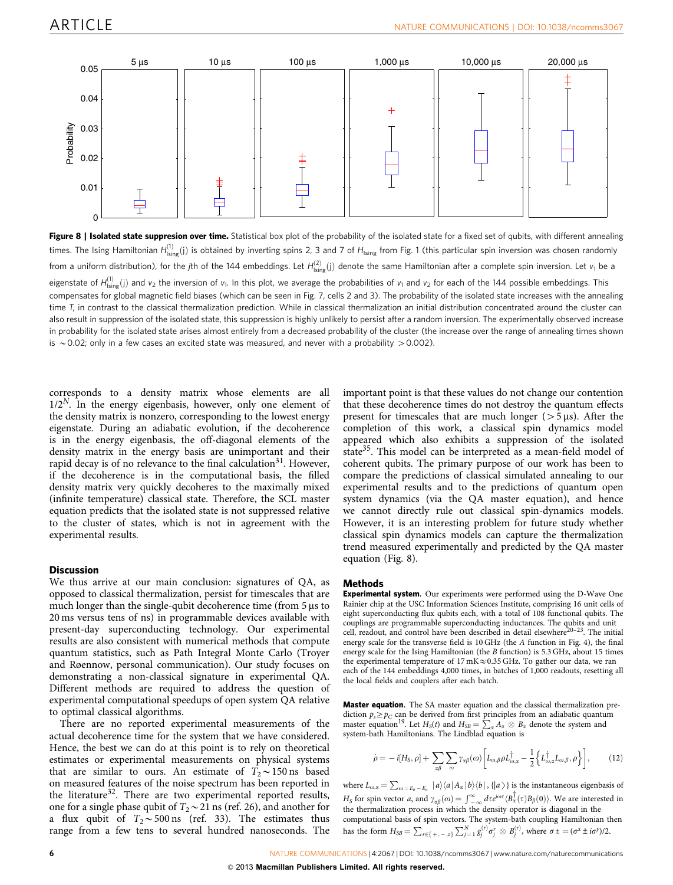**Figure 8 | Isolated state suppresion over time.** Statistical box plot of the probability of the isolated state for a fixed set of qubits, with different annealing times. The Ising Hamiltonian $H^{(1)}_{\text{Ising}}(j)$ is obtained by inverting spins 2, 3 and 7 of $H_{\text{Ising}}$ from Fig. 1 (this particular spin inversion was chosen randomly from a uniform distribution), for the $j$th of the 144 embeddings. Let $H^{(2)}_{\text{Ising}}(j)$ denote the same Hamiltonian after a complete spin inversion. Let $v_1$ be a eigenstate of $H^{(1)}_{\text{Ising}}(j)$ and $v_2$ the inversion of $v_1$. In this plot, we average the probabilities of $v_1$ and $v_2$ for each of the 144 possible embeddings. This compensates for global magnetic field biases (which can be seen in Fig. 7, cells 2 and 3). The probability of the isolated state increases with the annealing time $T$, in contrast to the classical thermalization prediction. While in classical thermalization an initial distribution concentrated around the cluster can also result in suppression of the isolated state, this suppression is highly unlikely to persist after a random inversion. The experimentally observed increase in probability for the isolated state arises almost entirely from a decreased probability of the cluster (the increase over the range of annealing times shown is $\sim 0.02$; only in a few cases an excited state was measured, and never with a probability $>0.002$).

corresponds to a density matrix whose elements are all $1/2^N$. In the energy eigenbasis, however, only one element of the density matrix is nonzero, corresponding to the lowest energy eigenstate. During an adiabatic evolution, if the decoherence is in the energy eigenbasis, the off-diagonal elements of the density matrix in the energy basis are unimportant and their rapid decay is of no relevance to the final calculation[31]. However, if the decoherence is in the computational basis, the filled density matrix very quickly decoheres to the maximally mixed (infinite temperature) classical state. Therefore, the SCL master equation predicts that the isolated state is not suppressed relative to the cluster of states, which is not in agreement with the experimental results.

## Discussion

We thus arrive at our main conclusion: signatures of QA, as opposed to classical thermalization, persist for timescales that are much longer than the single-qubit decoherence time (from 5 µs to 20 ms versus tens of ns) in programmable devices available with present-day superconducting technology. Our experimental results are also consistent with numerical methods that compute quantum statistics, such as Path Integral Monte Carlo (Troyer and Rønnow, personal communication). Our study focuses on demonstrating a non-classical signature in experimental QA. Different methods are required to address the question of experimental computational speedups of open system QA relative to optimal classical algorithms.

There are no reported experimental measurements of the actual decoherence time for the system that we have considered. Hence, the best we can do at this point is to rely on theoretical estimates or experimental measurements on physical systems that are similar to ours. An estimate of $T_2 \sim 150$ ns based on measured features of the noise spectrum has been reported in the literature[32]. There are two experimental reported results, one for a single phase qubit of $T_2 \sim 21$ ns (ref. 26), and another for a flux qubit of $T_2 \sim 500$ ns (ref. 33). The estimates thus range from a few tens to several hundred nanoseconds. The important point is that these values do not change our contention that these decoherence times do not destroy the quantum effects present for timescales that are much longer ($>5$ µs). After the completion of this work, a classical spin dynamics model appeared which also exhibits a suppression of the isolated state[35]. This model can be interpreted as a mean-field model of coherent qubits. The primary purpose of our work has been to compare the predictions of classical simulated annealing to our experimental results and to the predictions of quantum open system dynamics (via the QA master equation), and hence we cannot directly rule out classical spin-dynamics models. However, it is an interesting problem for future study whether classical spin dynamics models can capture the thermalization trend measured experimentally and predicted by the QA master equation (Fig. 8).

## Methods

**Experimental system.** Our experiments were performed using the D-Wave One Rainier chip at the USC Information Sciences Institute, comprising 16 unit cells of eight superconducting flux qubits each, with a total of 108 functional qubits. The couplings are programmable superconducting inductances. The qubits and unit cell, readout, and control have been described in detail elsewhere[20–23]. The initial energy scale for the transverse field is 10 GHz (the $A$ function in Fig. 4), the final energy scale for the Ising Hamiltonian (the $B$ function) is 5.3 GHz, about 15 times the experimental temperature of 17 mK $\approx$ 0.35 GHz. To gather our data, we ran each of the 144 embeddings 4,000 times, in batches of 1,000 readouts, resetting all the local fields and couplers after each batch.

**Master equation.** The SA master equation and the classical thermalization prediction $p_s \geq p_C$ can be derived from first principles from an adiabatic quantum master equation[19]. Let $H_S(t)$ and $H_{SB} = \sum_\alpha A_\alpha \otimes B_\alpha$ denote the system and system-bath Hamiltonians. The Lindblad equation is

$$\dot{\rho} = -i[H_S, \rho] + \sum_{\alpha\beta}\sum_{\omega}\gamma_{\alpha\beta}(\omega)\left[L_{\omega,\beta}\rho L^{\dagger}_{\omega,\alpha} - \frac{1}{2}\left\{L^{\dagger}_{\omega,\alpha}L_{\omega,\beta}, \rho\right\}\right], \tag{12}$$

where $L_{\omega,\alpha} = \sum_{\omega=E_b-E_a} |a\rangle\langle a|A_\alpha|b\rangle\langle b|$, $\{|a\rangle\}$ is the instantaneous eigenbasis of $H_S$ for spin vector $a$, and $\gamma_{\alpha\beta}(\omega) = \int_{-\infty}^{\infty} d\tau e^{i\omega\tau}\langle B^{\dagger}_{\alpha}(\tau)B_{\beta}(0)\rangle$. We are interested in the thermalization process in which the density operator is diagonal in the computational basis of spin vectors. The system-bath coupling Hamiltonian then has the form $H_{SB} = \sum_{r\in\{+,-,z\}}\sum_{j=1}^{N} g^{(r)}_j \sigma^r_j \otimes B^{(r)}_j$, where $\sigma\pm = (\sigma^x \pm i\sigma^y)/2$.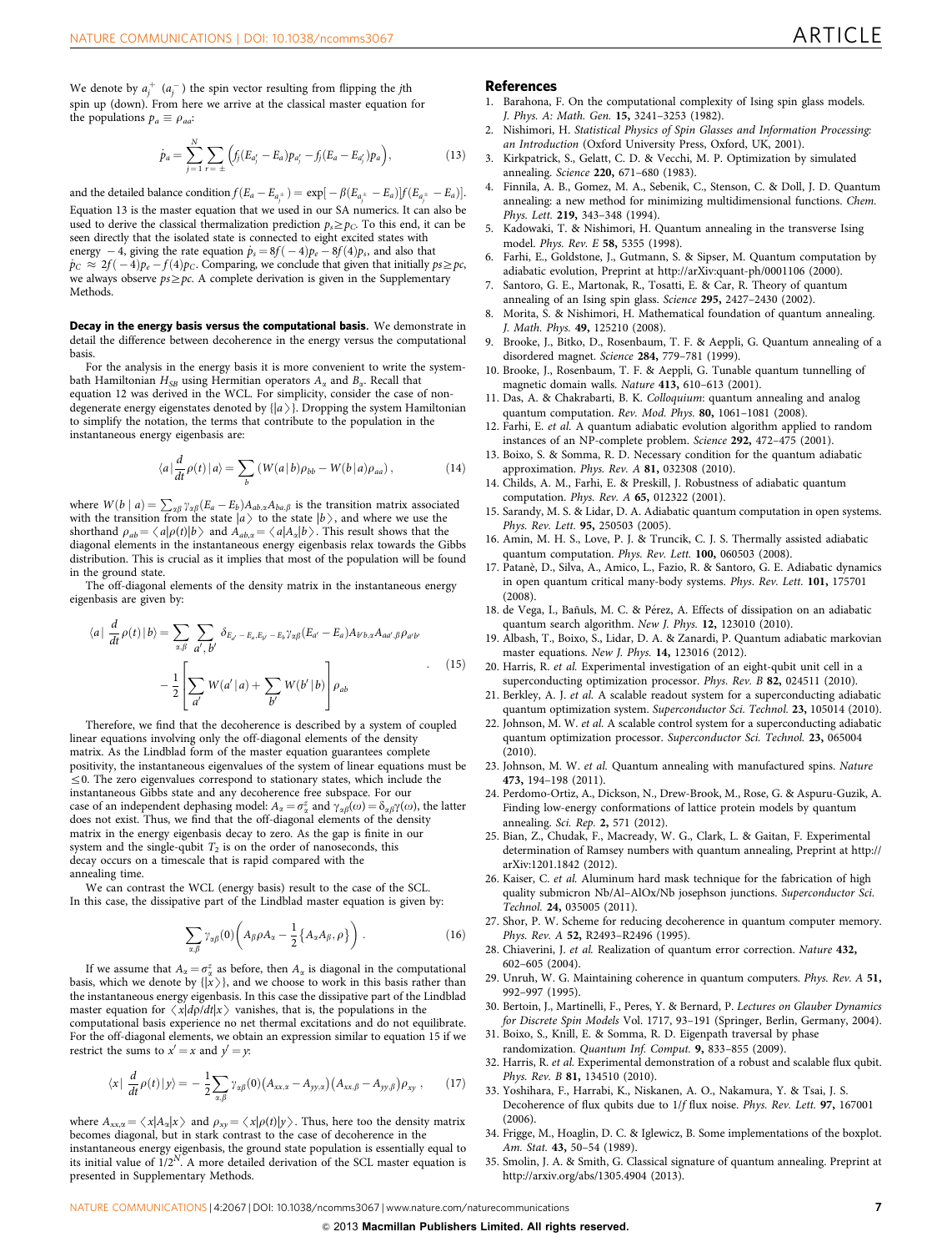We denote by $a_j^+$ ($a_j^-$) the spin vector resulting from flipping the $j$th spin up (down). From here we arrive at the classical master equation for the populations $p_a \equiv \rho_{aa}$:

$$\dot{p}_a = \sum_{j=1}^{N} \sum_{r=\pm} \left( f_j(E_{a_j^r} - E_a) p_{a_j^r} - f_j(E_a - E_{a_j^r}) p_a \right), \tag{13}$$

and the detailed balance condition $f(E_a - E_{a_j^\pm}) = \exp[-\beta(E_{a_j^\pm} - E_a)] f(E_{a_j^\pm} - E_a)$. Equation 13 is the master equation that we used in our SA numerics. It can also be used to derive the classical thermalization prediction $p_s \geq p_C$. To this end, it can be seen directly that the isolated state is connected to eight excited states with energy $-4$, giving the rate equation $\dot{p}_s = 8f(-4)p_e - 8f(4)p_s$, and also that $\dot{p}_C \approx 2f(-4)p_e - f(4)p_C$. Comparing, we conclude that given that initially $ps \geq pc$, we always observe $ps \geq pc$. A complete derivation is given in the Supplementary Methods.

**Decay in the energy basis versus the computational basis.** We demonstrate in detail the difference between decoherence in the energy versus the computational basis.

For the analysis in the energy basis it is more convenient to write the system-bath Hamiltonian $H_{SB}$ using Hermitian operators $A_\alpha$ and $B_\alpha$. Recall that equation 12 was derived in the WCL. For simplicity, consider the case of non-degenerate energy eigenstates denoted by $\{|a\rangle\}$. Dropping the system Hamiltonian to simplify the notation, the terms that contribute to the population in the instantaneous energy eigenbasis are:

$$\langle a| \frac{d}{dt}\rho(t) |a\rangle = \sum_b \left( W(a|b)\rho_{bb} - W(b|a)\rho_{aa} \right), \tag{14}$$

where $W(b\,|\,a) = \sum_{\alpha\beta} \gamma_{\alpha\beta}(E_a - E_b) A_{ab,\alpha} A_{ba,\beta}$ is the transition matrix associated with the transition from the state $|a\rangle$ to the state $|b\rangle$, and where we use the shorthand $\rho_{ab} = \langle a|\rho(t)|b\rangle$ and $A_{ab,\alpha} = \langle a|A_\alpha|b\rangle$. This result shows that the diagonal elements in the instantaneous energy eigenbasis relax towards the Gibbs distribution. This is crucial as it implies that most of the population will be found in the ground state.

The off-diagonal elements of the density matrix in the instantaneous energy eigenbasis are given by:

$$\begin{aligned}\langle a| \frac{d}{dt}\rho(t) |b\rangle = &\sum_{\alpha,\beta} \sum_{a',b'} \delta_{E_{a'}-E_a, E_{b'}-E_b} \gamma_{\alpha\beta}(E_{a'} - E_a) A_{b'b,\alpha} A_{aa',\beta} \rho_{a'b'} \\ &- \frac{1}{2}\left[ \sum_{a'} W(a'\,|\,a) + \sum_{b'} W(b'\,|\,b) \right] \rho_{ab}\end{aligned} \tag{15}$$

Therefore, we find that the decoherence is described by a system of coupled linear equations involving only the off-diagonal elements of the density matrix. As the Lindblad form of the master equation guarantees complete positivity, the instantaneous eigenvalues of the system of linear equations must be $\leq 0$. The zero eigenvalues correspond to stationary states, which include the instantaneous Gibbs state and any decoherence free subspace. For our case of an independent dephasing model: $A_\alpha = \sigma_\alpha^z$ and $\gamma_{\alpha\beta}(\omega) = \delta_{\alpha\beta}\gamma(\omega)$, the latter does not exist. Thus, we find that the off-diagonal elements of the density matrix in the energy eigenbasis decay to zero. As the gap is finite in our system and the single-qubit $T_2$ is on the order of nanoseconds, this decay occurs on a timescale that is rapid compared with the annealing time.

We can contrast the WCL (energy basis) result to the case of the SCL. In this case, the dissipative part of the Lindblad master equation is given by:

$$\sum_{\alpha,\beta} \gamma_{\alpha\beta}(0) \left( A_\beta \rho A_\alpha - \frac{1}{2}\left\{ A_\alpha A_\beta, \rho \right\} \right). \tag{16}$$

If we assume that $A_\alpha = \sigma_\alpha^z$ as before, then $A_\alpha$ is diagonal in the computational basis, which we denote by $\{|x\rangle\}$, and we choose to work in this basis rather than the instantaneous energy eigenbasis. In this case the dissipative part of the Lindblad master equation for $\langle x|d\rho/dt|x\rangle$ vanishes, that is, the populations in the computational basis experience no net thermal excitations and do not equilibrate. For the off-diagonal elements, we obtain an expression similar to equation 15 if we restrict the sums to $x' = x$ and $y' = y$:

$$\langle x| \frac{d}{dt}\rho(t) |y\rangle = -\frac{1}{2}\sum_{\alpha,\beta} \gamma_{\alpha\beta}(0) \left( A_{xx,\alpha} - A_{yy,\alpha} \right)\left( A_{xx,\beta} - A_{yy,\beta} \right) \rho_{xy}, \tag{17}$$

where $A_{xx,\alpha} = \langle x|A_\alpha|x\rangle$ and $\rho_{xy} = \langle x|\rho(t)|y\rangle$. Thus, here too the density matrix becomes diagonal, but in stark contrast to the case of decoherence in the instantaneous energy eigenbasis, the ground state population is essentially equal to its initial value of $1/2^N$. A more detailed derivation of the SCL master equation is presented in Supplementary Methods.

## References

1. Barahona, F. On the computational complexity of Ising spin glass models. *J. Phys. A: Math. Gen.* **15**, 3241–3253 (1982).
2. Nishimori, H. *Statistical Physics of Spin Glasses and Information Processing: an Introduction* (Oxford University Press, Oxford, UK, 2001).
3. Kirkpatrick, S., Gelatt, C. D. & Vecchi, M. P. Optimization by simulated annealing. *Science* **220**, 671–680 (1983).
4. Finnila, A. B., Gomez, M. A., Sebenik, C., Stenson, C. & Doll, J. D. Quantum annealing: a new method for minimizing multidimensional functions. *Chem. Phys. Lett.* **219**, 343–348 (1994).
5. Kadowaki, T. & Nishimori, H. Quantum annealing in the transverse Ising model. *Phys. Rev. E* **58**, 5355 (1998).
6. Farhi, E., Goldstone, J., Gutmann, S. & Sipser, M. Quantum computation by adiabatic evolution, Preprint at http://arXiv:quant-ph/0001106 (2000).
7. Santoro, G. E., Martonak, R., Tosatti, E. & Car, R. Theory of quantum annealing of an Ising spin glass. *Science* **295**, 2427–2430 (2002).
8. Morita, S. & Nishimori, H. Mathematical foundation of quantum annealing. *J. Math. Phys.* **49**, 125210 (2008).
9. Brooke, J., Bitko, D., Rosenbaum, T. F. & Aeppli, G. Quantum annealing of a disordered magnet. *Science* **284**, 779–781 (1999).
10. Brooke, J., Rosenbaum, T. F. & Aeppli, G. Tunable quantum tunnelling of magnetic domain walls. *Nature* **413**, 610–613 (2001).
11. Das, A. & Chakrabarti, B. K. *Colloquium*: quantum annealing and analog quantum computation. *Rev. Mod. Phys.* **80**, 1061–1081 (2008).
12. Farhi, E. *et al.* A quantum adiabatic evolution algorithm applied to random instances of an NP-complete problem. *Science* **292**, 472–475 (2001).
13. Boixo, S. & Somma, R. D. Necessary condition for the quantum adiabatic approximation. *Phys. Rev. A* **81**, 032308 (2010).
14. Childs, A. M., Farhi, E. & Preskill, J. Robustness of adiabatic quantum computation. *Phys. Rev. A* **65**, 012322 (2001).
15. Sarandy, M. S. & Lidar, D. A. Adiabatic quantum computation in open systems. *Phys. Rev. Lett.* **95**, 250503 (2005).
16. Amin, M. H. S., Love, P. J. & Truncik, C. J. S. Thermally assisted adiabatic quantum computation. *Phys. Rev. Lett.* **100**, 060503 (2008).
17. Patanè, D., Silva, A., Amico, L., Fazio, R. & Santoro, G. E. Adiabatic dynamics in open quantum critical many-body systems. *Phys. Rev. Lett.* **101**, 175701 (2008).
18. de Vega, I., Bañuls, M. C. & Pérez, A. Effects of dissipation on an adiabatic quantum search algorithm. *New J. Phys.* **12**, 123010 (2010).
19. Albash, T., Boixo, S., Lidar, D. A. & Zanardi, P. Quantum adiabatic markovian master equations. *New J. Phys.* **14**, 123016 (2012).
20. Harris, R. *et al.* Experimental investigation of an eight-qubit unit cell in a superconducting optimization processor. *Phys. Rev. B* **82**, 024511 (2010).
21. Berkley, A. J. *et al.* A scalable readout system for a superconducting adiabatic quantum optimization system. *Superconductor Sci. Technol.* **23**, 105014 (2010).
22. Johnson, M. W. *et al.* A scalable control system for a superconducting adiabatic quantum optimization processor. *Superconductor Sci. Technol.* **23**, 065004 (2010).
23. Johnson, M. W. *et al.* Quantum annealing with manufactured spins. *Nature* **473**, 194–198 (2011).
24. Perdomo-Ortiz, A., Dickson, N., Drew-Brook, M., Rose, G. & Aspuru-Guzik, A. Finding low-energy conformations of lattice protein models by quantum annealing. *Sci. Rep.* **2**, 571 (2012).
25. Bian, Z., Chudak, F., Macready, W. G., Clark, L. & Gaitan, F. Experimental determination of Ramsey numbers with quantum annealing, Preprint at http://arXiv:1201.1842 (2012).
26. Kaiser, C. *et al.* Aluminum hard mask technique for the fabrication of high quality submicron Nb/Al–AlOx/Nb josephson junctions. *Superconductor Sci. Technol.* **24**, 035005 (2011).
27. Shor, P. W. Scheme for reducing decoherence in quantum computer memory. *Phys. Rev. A* **52**, R2493–R2496 (1995).
28. Chiaverini, J. *et al.* Realization of quantum error correction. *Nature* **432**, 602–605 (2004).
29. Unruh, W. G. Maintaining coherence in quantum computers. *Phys. Rev. A* **51**, 992–997 (1995).
30. Bertoin, J., Martinelli, F., Peres, Y. & Bernard, P. *Lectures on Glauber Dynamics for Discrete Spin Models* Vol. 1717, 93–191 (Springer, Berlin, Germany, 2004).
31. Boixo, S., Knill, E. & Somma, R. D. Eigenpath traversal by phase randomization. *Quantum Inf. Comput.* **9**, 833–855 (2009).
32. Harris, R. *et al.* Experimental demonstration of a robust and scalable flux qubit. *Phys. Rev. B* **81**, 134510 (2010).
33. Yoshihara, F., Harrabi, K., Niskanen, A. O., Nakamura, Y. & Tsai, J. S. Decoherence of flux qubits due to 1/f flux noise. *Phys. Rev. Lett.* **97**, 167001 (2006).
34. Frigge, M., Hoaglin, D. C. & Iglewicz, B. Some implementations of the boxplot. *Am. Stat.* **43**, 50–54 (1989).
35. Smolin, J. A. & Smith, G. Classical signature of quantum annealing. Preprint at http://arxiv.org/abs/1305.4904 (2013).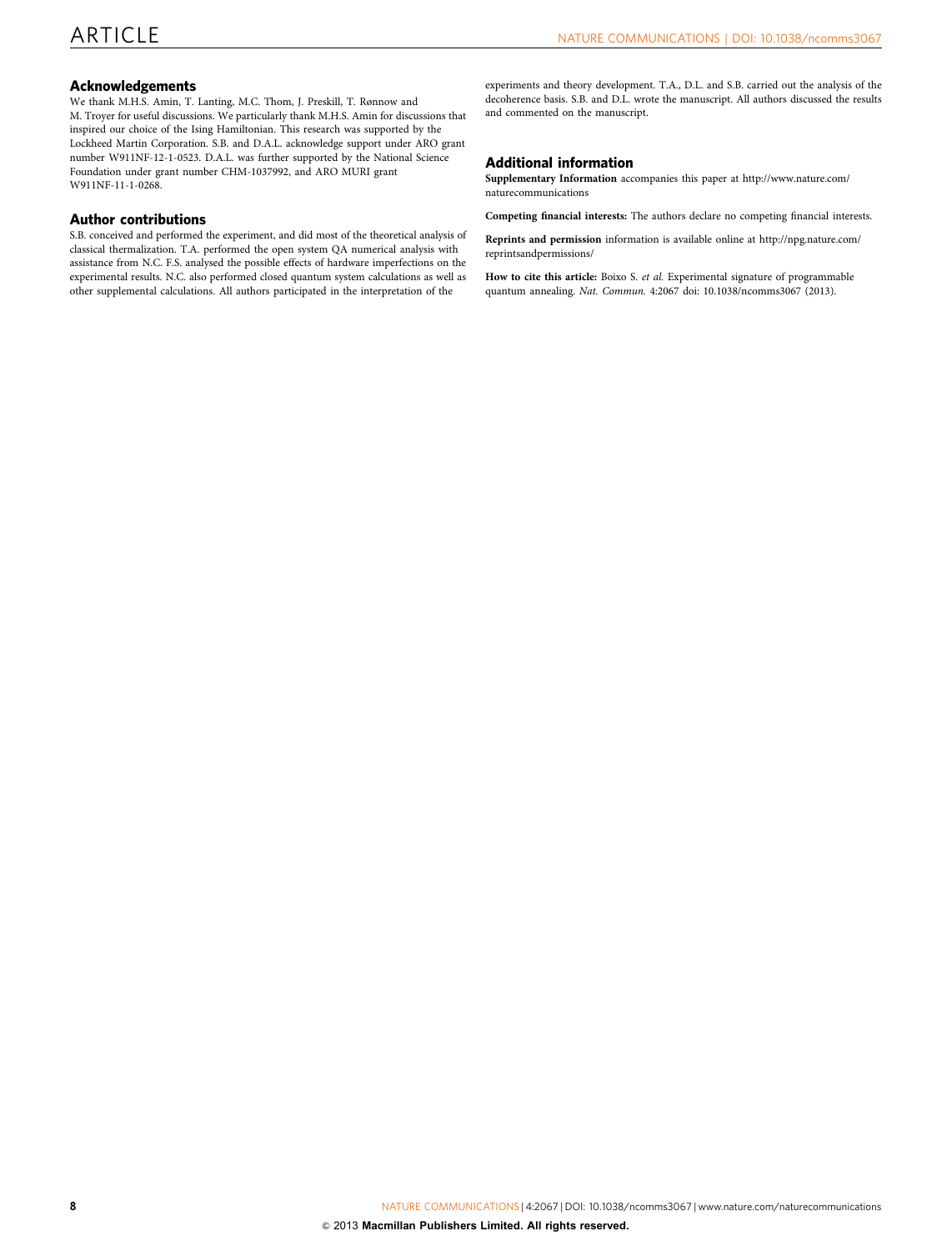## Acknowledgements

We thank M.H.S. Amin, T. Lanting, M.C. Thom, J. Preskill, T. Rønnow and M. Troyer for useful discussions. We particularly thank M.H.S. Amin for discussions that inspired our choice of the Ising Hamiltonian. This research was supported by the Lockheed Martin Corporation. S.B. and D.A.L. acknowledge support under ARO grant number W911NF-12-1-0523. D.A.L. was further supported by the National Science Foundation under grant number CHM-1037992, and ARO MURI grant W911NF-11-1-0268.

## Author contributions

S.B. conceived and performed the experiment, and did most of the theoretical analysis of classical thermalization. T.A. performed the open system QA numerical analysis with assistance from N.C. F.S. analysed the possible effects of hardware imperfections on the experimental results. N.C. also performed closed quantum system calculations as well as other supplemental calculations. All authors participated in the interpretation of the experiments and theory development. T.A., D.L. and S.B. carried out the analysis of the decoherence basis. S.B. and D.L. wrote the manuscript. All authors discussed the results and commented on the manuscript.

## Additional information

**Supplementary Information** accompanies this paper at http://www.nature.com/naturecommunications

**Competing financial interests:** The authors declare no competing financial interests.

**Reprints and permission** information is available online at http://npg.nature.com/reprintsandpermissions/

**How to cite this article:** Boixo S. *et al.* Experimental signature of programmable quantum annealing. *Nat. Commun.* 4:2067 doi: 10.1038/ncomms3067 (2013).